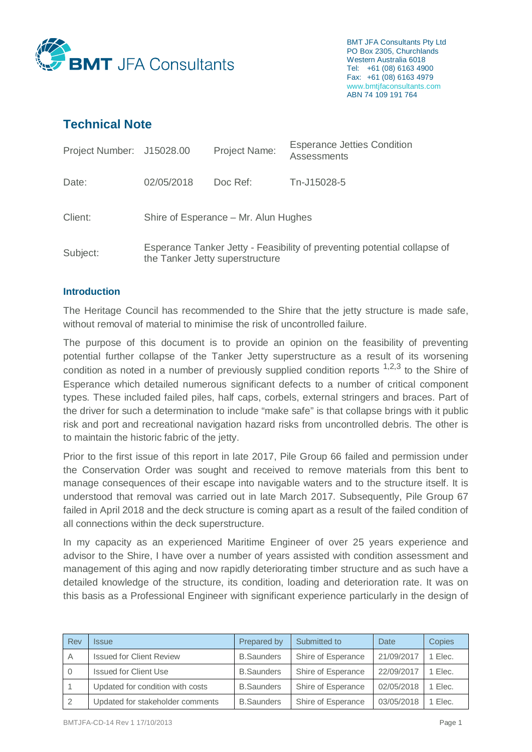BMT JFA Consultants Pty Ltd
PO Box 2305, Churchlands
Western Australia 6018
Tel: +61 (08) 6163 4900
Fax: +61 (08) 6163 4979
www.bmtjfaconsultants.com
ABN 74 109 191 764

# Technical Note

| | | | |
|---|---|---|---|
| Project Number: | J15028.00 | Project Name: | Esperance Jetties Condition Assessments |
| Date: | 02/05/2018 | Doc Ref: | Tn-J15028-5 |
| Client: | Shire of Esperance – Mr. Alun Hughes | | |
| Subject: | Esperance Tanker Jetty - Feasibility of preventing potential collapse of the Tanker Jetty superstructure | | |

## Introduction

The Heritage Council has recommended to the Shire that the jetty structure is made safe, without removal of material to minimise the risk of uncontrolled failure.

The purpose of this document is to provide an opinion on the feasibility of preventing potential further collapse of the Tanker Jetty superstructure as a result of its worsening condition as noted in a number of previously supplied condition reports [1,2,3] to the Shire of Esperance which detailed numerous significant defects to a number of critical component types. These included failed piles, half caps, corbels, external stringers and braces. Part of the driver for such a determination to include "make safe" is that collapse brings with it public risk and port and recreational navigation hazard risks from uncontrolled debris. The other is to maintain the historic fabric of the jetty.

Prior to the first issue of this report in late 2017, Pile Group 66 failed and permission under the Conservation Order was sought and received to remove materials from this bent to manage consequences of their escape into navigable waters and to the structure itself. It is understood that removal was carried out in late March 2017. Subsequently, Pile Group 67 failed in April 2018 and the deck structure is coming apart as a result of the failed condition of all connections within the deck superstructure.

In my capacity as an experienced Maritime Engineer of over 25 years experience and advisor to the Shire, I have over a number of years assisted with condition assessment and management of this aging and now rapidly deteriorating timber structure and as such have a detailed knowledge of the structure, its condition, loading and deterioration rate. It was on this basis as a Professional Engineer with significant experience particularly in the design of

| Rev | Issue | Prepared by | Submitted to | Date | Copies |
|---|---|---|---|---|---|
| A | Issued for Client Review | B.Saunders | Shire of Esperance | 21/09/2017 | 1 Elec. |
| 0 | Issued for Client Use | B.Saunders | Shire of Esperance | 22/09/2017 | 1 Elec. |
| 1 | Updated for condition with costs | B.Saunders | Shire of Esperance | 02/05/2018 | 1 Elec. |
| 2 | Updated for stakeholder comments | B.Saunders | Shire of Esperance | 03/05/2018 | 1 Elec. |

BMTJFA-CD-14 Rev 1 17/10/2013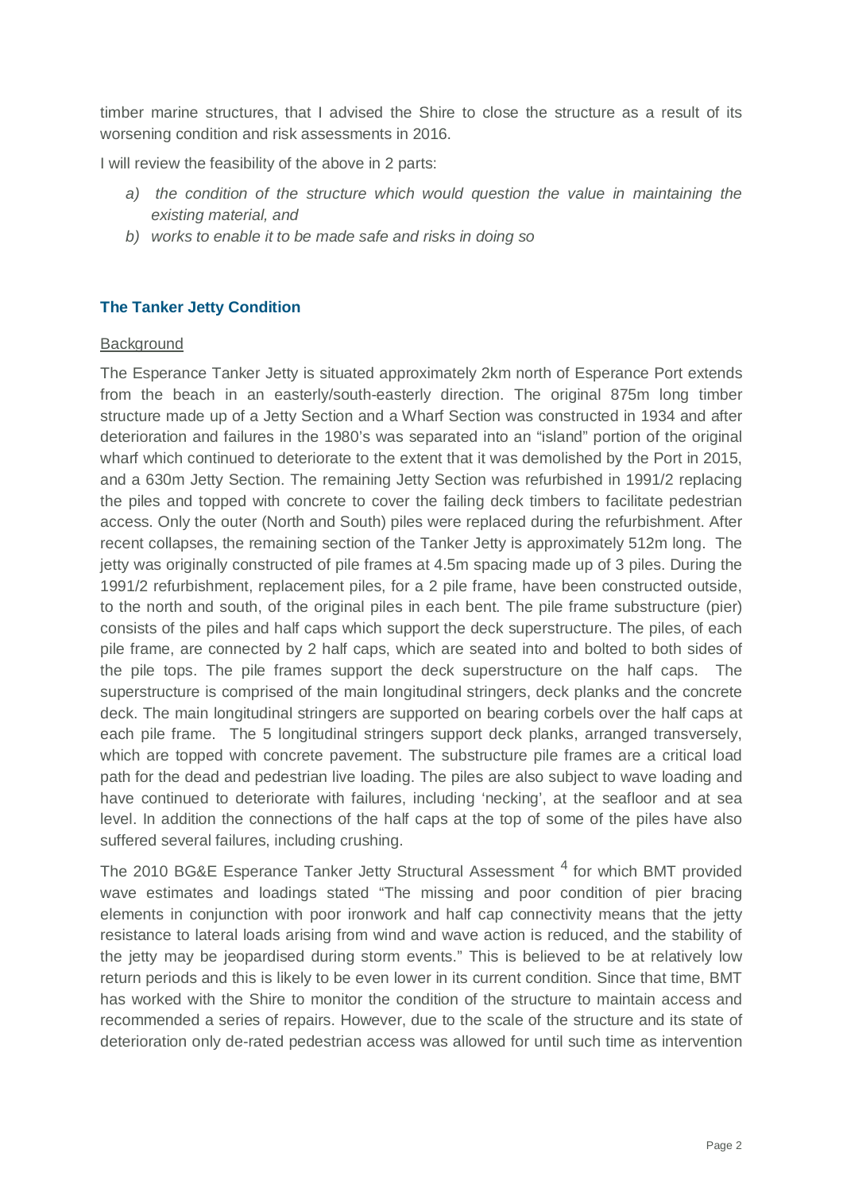timber marine structures, that I advised the Shire to close the structure as a result of its worsening condition and risk assessments in 2016.

I will review the feasibility of the above in 2 parts:

- a) *the condition of the structure which would question the value in maintaining the existing material, and*
- b) *works to enable it to be made safe and risks in doing so*

## The Tanker Jetty Condition

Background

The Esperance Tanker Jetty is situated approximately 2km north of Esperance Port extends from the beach in an easterly/south-easterly direction. The original 875m long timber structure made up of a Jetty Section and a Wharf Section was constructed in 1934 and after deterioration and failures in the 1980's was separated into an "island" portion of the original wharf which continued to deteriorate to the extent that it was demolished by the Port in 2015, and a 630m Jetty Section. The remaining Jetty Section was refurbished in 1991/2 replacing the piles and topped with concrete to cover the failing deck timbers to facilitate pedestrian access. Only the outer (North and South) piles were replaced during the refurbishment. After recent collapses, the remaining section of the Tanker Jetty is approximately 512m long. The jetty was originally constructed of pile frames at 4.5m spacing made up of 3 piles. During the 1991/2 refurbishment, replacement piles, for a 2 pile frame, have been constructed outside, to the north and south, of the original piles in each bent. The pile frame substructure (pier) consists of the piles and half caps which support the deck superstructure. The piles, of each pile frame, are connected by 2 half caps, which are seated into and bolted to both sides of the pile tops. The pile frames support the deck superstructure on the half caps. The superstructure is comprised of the main longitudinal stringers, deck planks and the concrete deck. The main longitudinal stringers are supported on bearing corbels over the half caps at each pile frame. The 5 longitudinal stringers support deck planks, arranged transversely, which are topped with concrete pavement. The substructure pile frames are a critical load path for the dead and pedestrian live loading. The piles are also subject to wave loading and have continued to deteriorate with failures, including 'necking', at the seafloor and at sea level. In addition the connections of the half caps at the top of some of the piles have also suffered several failures, including crushing.

The 2010 BG&E Esperance Tanker Jetty Structural Assessment [4] for which BMT provided wave estimates and loadings stated "The missing and poor condition of pier bracing elements in conjunction with poor ironwork and half cap connectivity means that the jetty resistance to lateral loads arising from wind and wave action is reduced, and the stability of the jetty may be jeopardised during storm events." This is believed to be at relatively low return periods and this is likely to be even lower in its current condition. Since that time, BMT has worked with the Shire to monitor the condition of the structure to maintain access and recommended a series of repairs. However, due to the scale of the structure and its state of deterioration only de-rated pedestrian access was allowed for until such time as intervention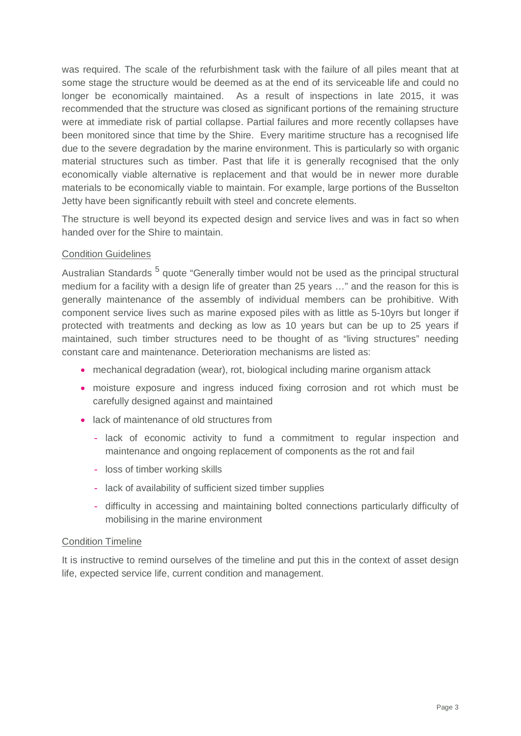was required. The scale of the refurbishment task with the failure of all piles meant that at some stage the structure would be deemed as at the end of its serviceable life and could no longer be economically maintained. As a result of inspections in late 2015, it was recommended that the structure was closed as significant portions of the remaining structure were at immediate risk of partial collapse. Partial failures and more recently collapses have been monitored since that time by the Shire. Every maritime structure has a recognised life due to the severe degradation by the marine environment. This is particularly so with organic material structures such as timber. Past that life it is generally recognised that the only economically viable alternative is replacement and that would be in newer more durable materials to be economically viable to maintain. For example, large portions of the Busselton Jetty have been significantly rebuilt with steel and concrete elements.

The structure is well beyond its expected design and service lives and was in fact so when handed over for the Shire to maintain.

Condition Guidelines

Australian Standards [5] quote "Generally timber would not be used as the principal structural medium for a facility with a design life of greater than 25 years …" and the reason for this is generally maintenance of the assembly of individual members can be prohibitive. With component service lives such as marine exposed piles with as little as 5-10yrs but longer if protected with treatments and decking as low as 10 years but can be up to 25 years if maintained, such timber structures need to be thought of as "living structures" needing constant care and maintenance. Deterioration mechanisms are listed as:

- mechanical degradation (wear), rot, biological including marine organism attack
- moisture exposure and ingress induced fixing corrosion and rot which must be carefully designed against and maintained
- lack of maintenance of old structures from
  - lack of economic activity to fund a commitment to regular inspection and maintenance and ongoing replacement of components as the rot and fail
  - loss of timber working skills
  - lack of availability of sufficient sized timber supplies
  - difficulty in accessing and maintaining bolted connections particularly difficulty of mobilising in the marine environment

Condition Timeline

It is instructive to remind ourselves of the timeline and put this in the context of asset design life, expected service life, current condition and management.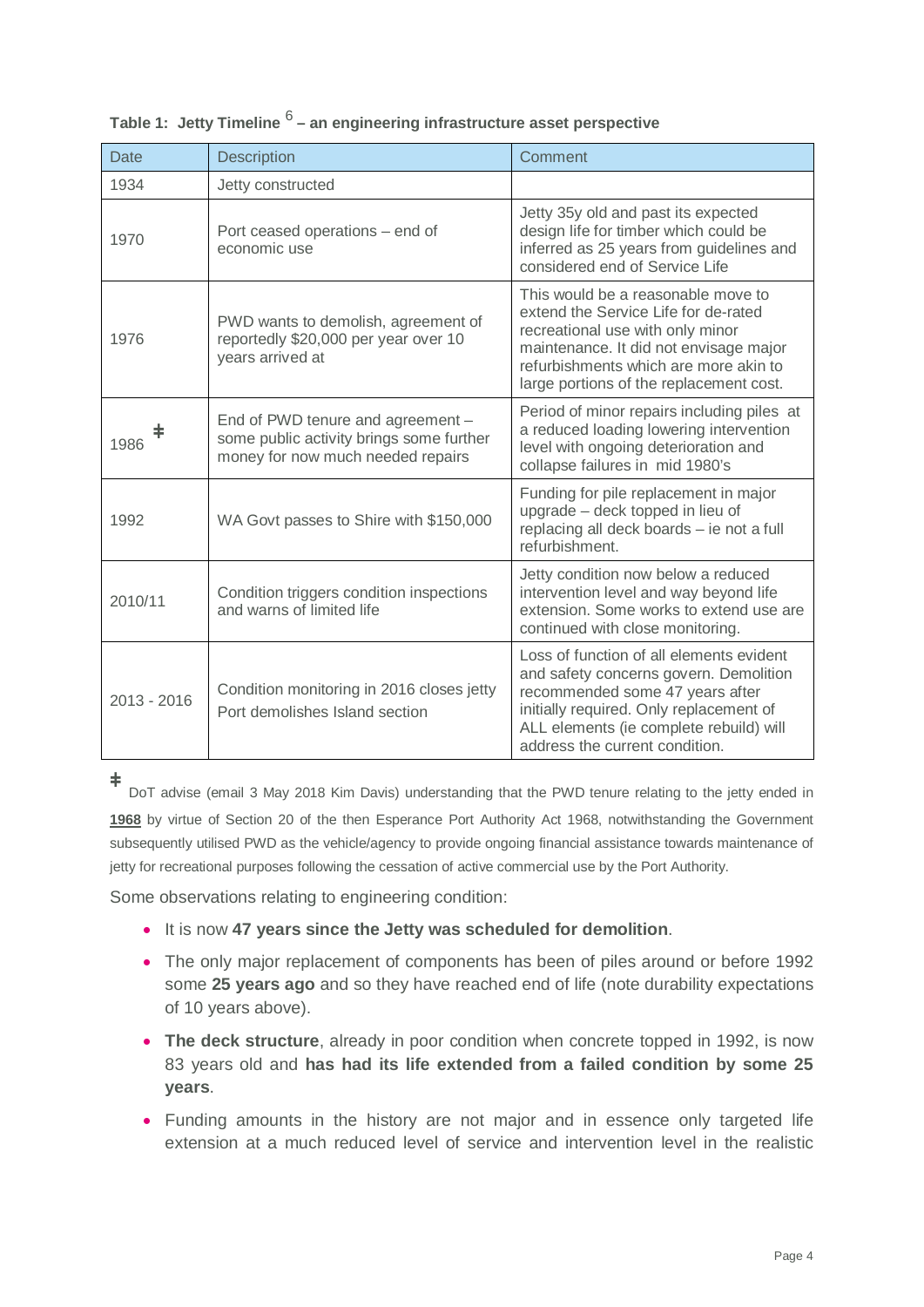**Table 1: Jetty Timeline [6] – an engineering infrastructure asset perspective**

| Date | Description | Comment |
| --- | --- | --- |
| 1934 | Jetty constructed | |
| 1970 | Port ceased operations – end of economic use | Jetty 35y old and past its expected design life for timber which could be inferred as 25 years from guidelines and considered end of Service Life |
| 1976 | PWD wants to demolish, agreement of reportedly $20,000 per year over 10 years arrived at | This would be a reasonable move to extend the Service Life for de-rated recreational use with only minor maintenance. It did not envisage major refurbishments which are more akin to large portions of the replacement cost. |
| 1986 ǂ | End of PWD tenure and agreement – some public activity brings some further money for now much needed repairs | Period of minor repairs including piles at a reduced loading lowering intervention level with ongoing deterioration and collapse failures in mid 1980's |
| 1992 | WA Govt passes to Shire with $150,000 | Funding for pile replacement in major upgrade – deck topped in lieu of replacing all deck boards – ie not a full refurbishment. |
| 2010/11 | Condition triggers condition inspections and warns of limited life | Jetty condition now below a reduced intervention level and way beyond life extension. Some works to extend use are continued with close monitoring. |
| 2013 - 2016 | Condition monitoring in 2016 closes jetty Port demolishes Island section | Loss of function of all elements evident and safety concerns govern. Demolition recommended some 47 years after initially required. Only replacement of ALL elements (ie complete rebuild) will address the current condition. |

ǂ DoT advise (email 3 May 2018 Kim Davis) understanding that the PWD tenure relating to the jetty ended in **1968** by virtue of Section 20 of the then Esperance Port Authority Act 1968, notwithstanding the Government subsequently utilised PWD as the vehicle/agency to provide ongoing financial assistance towards maintenance of jetty for recreational purposes following the cessation of active commercial use by the Port Authority.

Some observations relating to engineering condition:

- It is now **47 years since the Jetty was scheduled for demolition**.
- The only major replacement of components has been of piles around or before 1992 some **25 years ago** and so they have reached end of life (note durability expectations of 10 years above).
- **The deck structure**, already in poor condition when concrete topped in 1992, is now 83 years old and **has had its life extended from a failed condition by some 25 years**.
- Funding amounts in the history are not major and in essence only targeted life extension at a much reduced level of service and intervention level in the realistic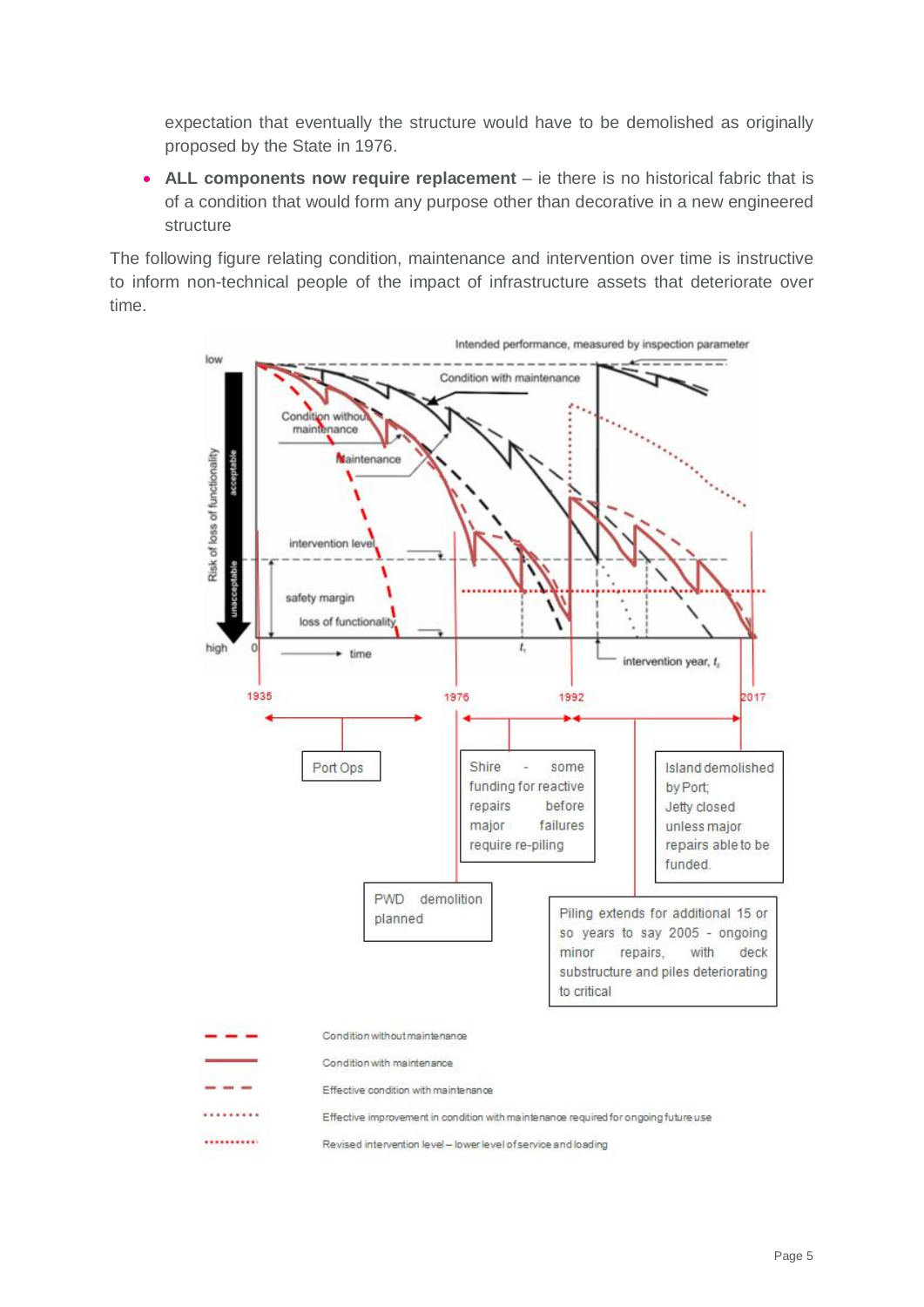expectation that eventually the structure would have to be demolished as originally proposed by the State in 1976.

- **ALL components now require replacement** – ie there is no historical fabric that is of a condition that would form any purpose other than decorative in a new engineered structure

The following figure relating condition, maintenance and intervention over time is instructive to inform non-technical people of the impact of infrastructure assets that deteriorate over time.

1935 – Port Ops

1976 – PWD demolition planned

1976–1992 – Shire - some funding for reactive repairs before major failures require re-piling

1992 – Piling extends for additional 15 or so years to say 2005 - ongoing minor repairs, with deck substructure and piles deteriorating to critical

2017 – Island demolished by Port; Jetty closed unless major repairs able to be funded.

Legend:

- Condition without maintenance
- Condition with maintenance
- Effective condition with maintenance
- Effective improvement in condition with maintenance required for ongoing future use
- Revised intervention level – lower level of service and loading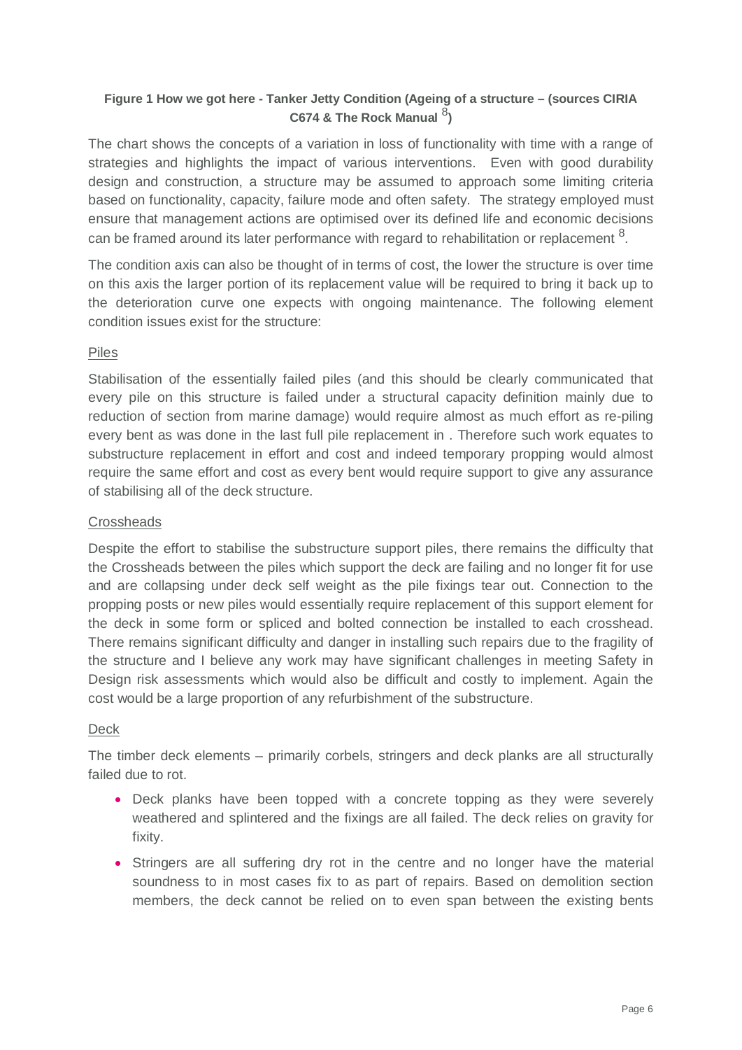**Figure 1 How we got here - Tanker Jetty Condition (Ageing of a structure – (sources CIRIA C674 & The Rock Manual [8])**

The chart shows the concepts of a variation in loss of functionality with time with a range of strategies and highlights the impact of various interventions. Even with good durability design and construction, a structure may be assumed to approach some limiting criteria based on functionality, capacity, failure mode and often safety. The strategy employed must ensure that management actions are optimised over its defined life and economic decisions can be framed around its later performance with regard to rehabilitation or replacement [8].

The condition axis can also be thought of in terms of cost, the lower the structure is over time on this axis the larger portion of its replacement value will be required to bring it back up to the deterioration curve one expects with ongoing maintenance. The following element condition issues exist for the structure:

Piles

Stabilisation of the essentially failed piles (and this should be clearly communicated that every pile on this structure is failed under a structural capacity definition mainly due to reduction of section from marine damage) would require almost as much effort as re-piling every bent as was done in the last full pile replacement in . Therefore such work equates to substructure replacement in effort and cost and indeed temporary propping would almost require the same effort and cost as every bent would require support to give any assurance of stabilising all of the deck structure.

Crossheads

Despite the effort to stabilise the substructure support piles, there remains the difficulty that the Crossheads between the piles which support the deck are failing and no longer fit for use and are collapsing under deck self weight as the pile fixings tear out. Connection to the propping posts or new piles would essentially require replacement of this support element for the deck in some form or spliced and bolted connection be installed to each crosshead. There remains significant difficulty and danger in installing such repairs due to the fragility of the structure and I believe any work may have significant challenges in meeting Safety in Design risk assessments which would also be difficult and costly to implement. Again the cost would be a large proportion of any refurbishment of the substructure.

Deck

The timber deck elements – primarily corbels, stringers and deck planks are all structurally failed due to rot.

- Deck planks have been topped with a concrete topping as they were severely weathered and splintered and the fixings are all failed. The deck relies on gravity for fixity.
- Stringers are all suffering dry rot in the centre and no longer have the material soundness to in most cases fix to as part of repairs. Based on demolition section members, the deck cannot be relied on to even span between the existing bents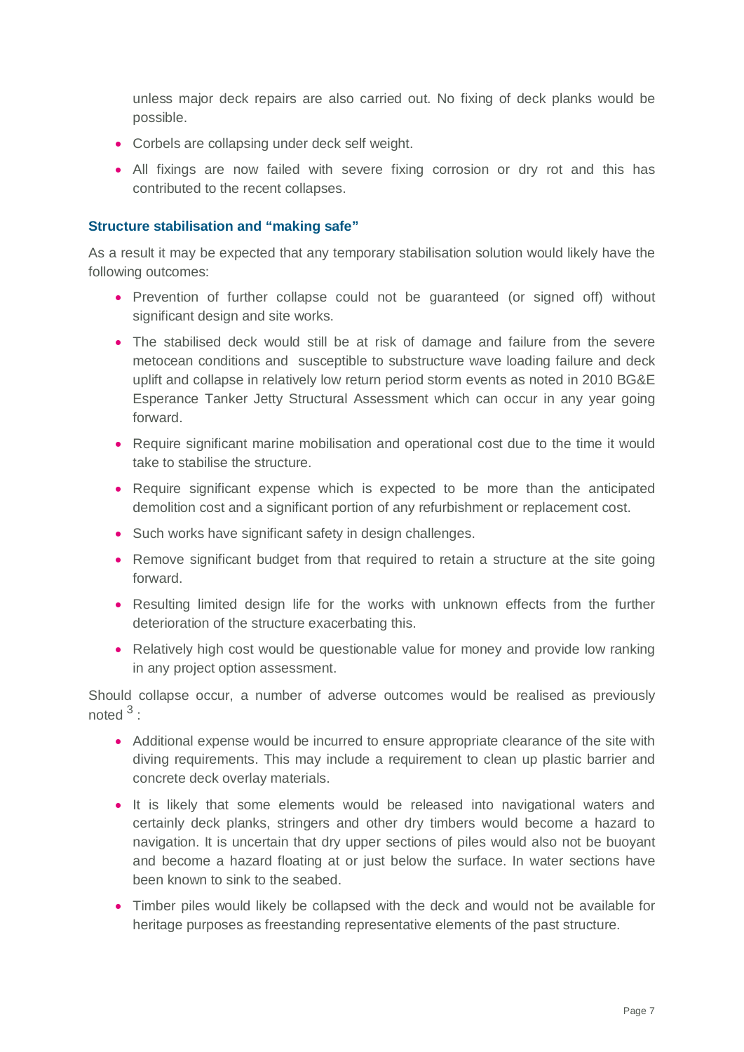unless major deck repairs are also carried out. No fixing of deck planks would be possible.

- Corbels are collapsing under deck self weight.
- All fixings are now failed with severe fixing corrosion or dry rot and this has contributed to the recent collapses.

### Structure stabilisation and "making safe"

As a result it may be expected that any temporary stabilisation solution would likely have the following outcomes:

- Prevention of further collapse could not be guaranteed (or signed off) without significant design and site works.
- The stabilised deck would still be at risk of damage and failure from the severe metocean conditions and susceptible to substructure wave loading failure and deck uplift and collapse in relatively low return period storm events as noted in 2010 BG&E Esperance Tanker Jetty Structural Assessment which can occur in any year going forward.
- Require significant marine mobilisation and operational cost due to the time it would take to stabilise the structure.
- Require significant expense which is expected to be more than the anticipated demolition cost and a significant portion of any refurbishment or replacement cost.
- Such works have significant safety in design challenges.
- Remove significant budget from that required to retain a structure at the site going forward.
- Resulting limited design life for the works with unknown effects from the further deterioration of the structure exacerbating this.
- Relatively high cost would be questionable value for money and provide low ranking in any project option assessment.

Should collapse occur, a number of adverse outcomes would be realised as previously noted [3] :

- Additional expense would be incurred to ensure appropriate clearance of the site with diving requirements. This may include a requirement to clean up plastic barrier and concrete deck overlay materials.
- It is likely that some elements would be released into navigational waters and certainly deck planks, stringers and other dry timbers would become a hazard to navigation. It is uncertain that dry upper sections of piles would also not be buoyant and become a hazard floating at or just below the surface. In water sections have been known to sink to the seabed.
- Timber piles would likely be collapsed with the deck and would not be available for heritage purposes as freestanding representative elements of the past structure.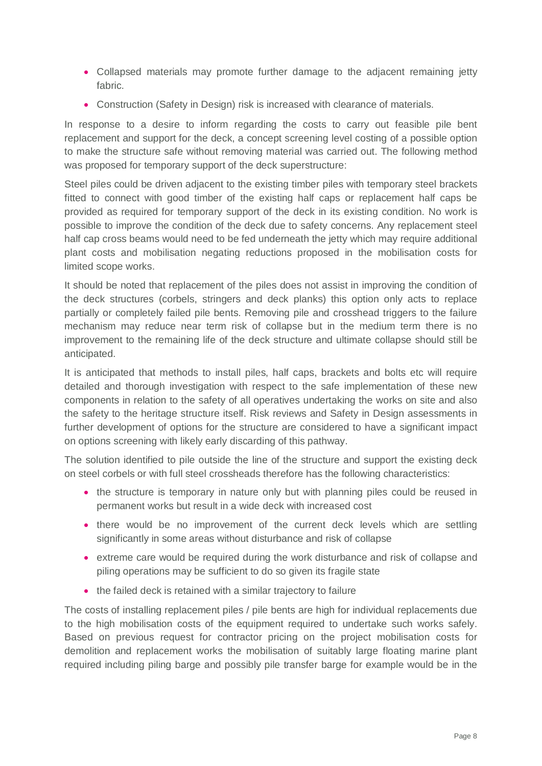- Collapsed materials may promote further damage to the adjacent remaining jetty fabric.
- Construction (Safety in Design) risk is increased with clearance of materials.

In response to a desire to inform regarding the costs to carry out feasible pile bent replacement and support for the deck, a concept screening level costing of a possible option to make the structure safe without removing material was carried out. The following method was proposed for temporary support of the deck superstructure:

Steel piles could be driven adjacent to the existing timber piles with temporary steel brackets fitted to connect with good timber of the existing half caps or replacement half caps be provided as required for temporary support of the deck in its existing condition. No work is possible to improve the condition of the deck due to safety concerns. Any replacement steel half cap cross beams would need to be fed underneath the jetty which may require additional plant costs and mobilisation negating reductions proposed in the mobilisation costs for limited scope works.

It should be noted that replacement of the piles does not assist in improving the condition of the deck structures (corbels, stringers and deck planks) this option only acts to replace partially or completely failed pile bents. Removing pile and crosshead triggers to the failure mechanism may reduce near term risk of collapse but in the medium term there is no improvement to the remaining life of the deck structure and ultimate collapse should still be anticipated.

It is anticipated that methods to install piles, half caps, brackets and bolts etc will require detailed and thorough investigation with respect to the safe implementation of these new components in relation to the safety of all operatives undertaking the works on site and also the safety to the heritage structure itself. Risk reviews and Safety in Design assessments in further development of options for the structure are considered to have a significant impact on options screening with likely early discarding of this pathway.

The solution identified to pile outside the line of the structure and support the existing deck on steel corbels or with full steel crossheads therefore has the following characteristics:

- the structure is temporary in nature only but with planning piles could be reused in permanent works but result in a wide deck with increased cost
- there would be no improvement of the current deck levels which are settling significantly in some areas without disturbance and risk of collapse
- extreme care would be required during the work disturbance and risk of collapse and piling operations may be sufficient to do so given its fragile state
- the failed deck is retained with a similar trajectory to failure

The costs of installing replacement piles / pile bents are high for individual replacements due to the high mobilisation costs of the equipment required to undertake such works safely. Based on previous request for contractor pricing on the project mobilisation costs for demolition and replacement works the mobilisation of suitably large floating marine plant required including piling barge and possibly pile transfer barge for example would be in the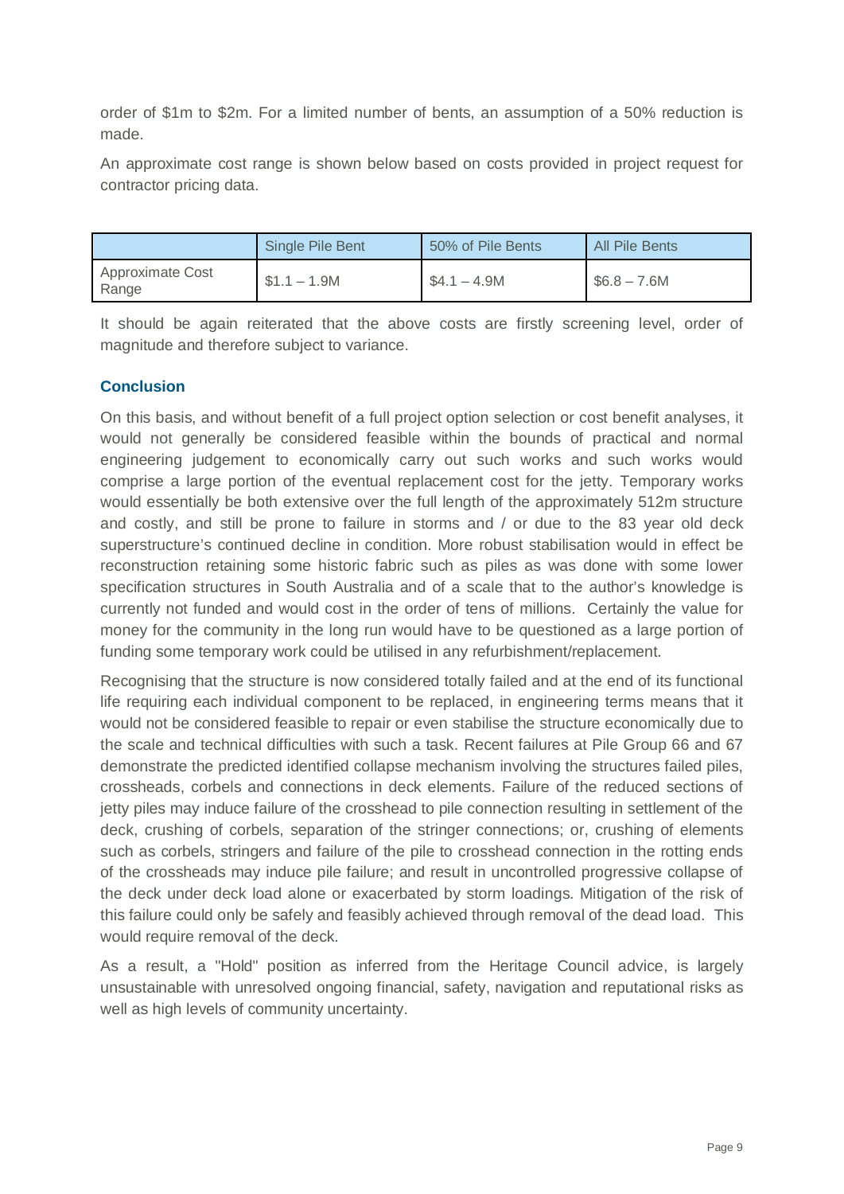order of $1m to $2m. For a limited number of bents, an assumption of a 50% reduction is made.

An approximate cost range is shown below based on costs provided in project request for contractor pricing data.

| | Single Pile Bent | 50% of Pile Bents | All Pile Bents |
|---|---|---|---|
| Approximate Cost Range | $1.1 – 1.9M | $4.1 – 4.9M | $6.8 – 7.6M |

It should be again reiterated that the above costs are firstly screening level, order of magnitude and therefore subject to variance.

### Conclusion

On this basis, and without benefit of a full project option selection or cost benefit analyses, it would not generally be considered feasible within the bounds of practical and normal engineering judgement to economically carry out such works and such works would comprise a large portion of the eventual replacement cost for the jetty. Temporary works would essentially be both extensive over the full length of the approximately 512m structure and costly, and still be prone to failure in storms and / or due to the 83 year old deck superstructure's continued decline in condition. More robust stabilisation would in effect be reconstruction retaining some historic fabric such as piles as was done with some lower specification structures in South Australia and of a scale that to the author's knowledge is currently not funded and would cost in the order of tens of millions. Certainly the value for money for the community in the long run would have to be questioned as a large portion of funding some temporary work could be utilised in any refurbishment/replacement.

Recognising that the structure is now considered totally failed and at the end of its functional life requiring each individual component to be replaced, in engineering terms means that it would not be considered feasible to repair or even stabilise the structure economically due to the scale and technical difficulties with such a task. Recent failures at Pile Group 66 and 67 demonstrate the predicted identified collapse mechanism involving the structures failed piles, crossheads, corbels and connections in deck elements. Failure of the reduced sections of jetty piles may induce failure of the crosshead to pile connection resulting in settlement of the deck, crushing of corbels, separation of the stringer connections; or, crushing of elements such as corbels, stringers and failure of the pile to crosshead connection in the rotting ends of the crossheads may induce pile failure; and result in uncontrolled progressive collapse of the deck under deck load alone or exacerbated by storm loadings. Mitigation of the risk of this failure could only be safely and feasibly achieved through removal of the dead load. This would require removal of the deck.

As a result, a "Hold" position as inferred from the Heritage Council advice, is largely unsustainable with unresolved ongoing financial, safety, navigation and reputational risks as well as high levels of community uncertainty.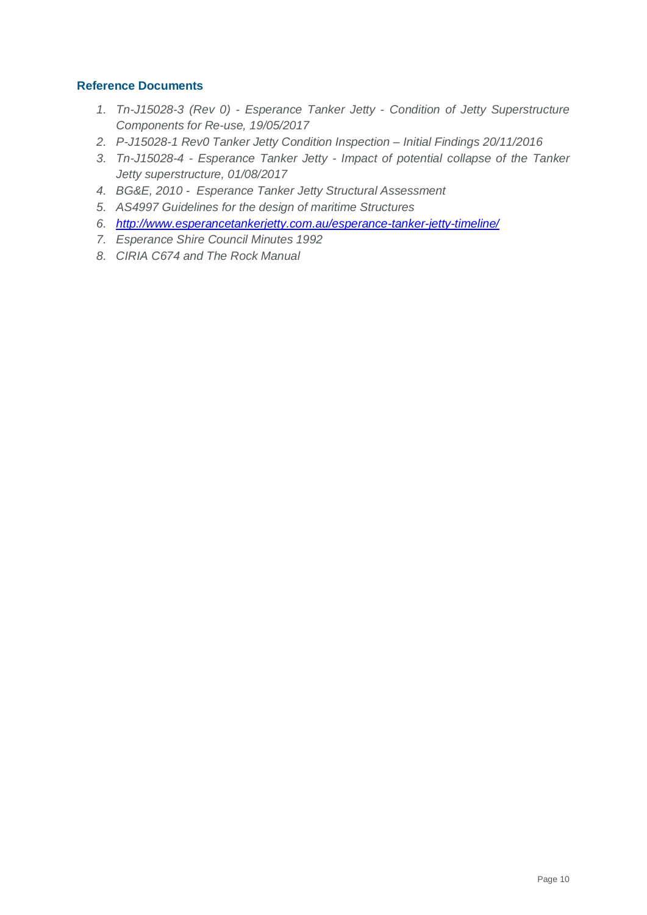## Reference Documents

1. *Tn-J15028-3 (Rev 0) - Esperance Tanker Jetty - Condition of Jetty Superstructure Components for Re-use, 19/05/2017*
2. *P-J15028-1 Rev0 Tanker Jetty Condition Inspection – Initial Findings 20/11/2016*
3. *Tn-J15028-4 - Esperance Tanker Jetty - Impact of potential collapse of the Tanker Jetty superstructure, 01/08/2017*
4. *BG&E, 2010 - Esperance Tanker Jetty Structural Assessment*
5. *AS4997 Guidelines for the design of maritime Structures*
6. *[http://www.esperancetankerjetty.com.au/esperance-tanker-jetty-timeline/](http://www.esperancetankerjetty.com.au/esperance-tanker-jetty-timeline/)*
7. *Esperance Shire Council Minutes 1992*
8. *CIRIA C674 and The Rock Manual*